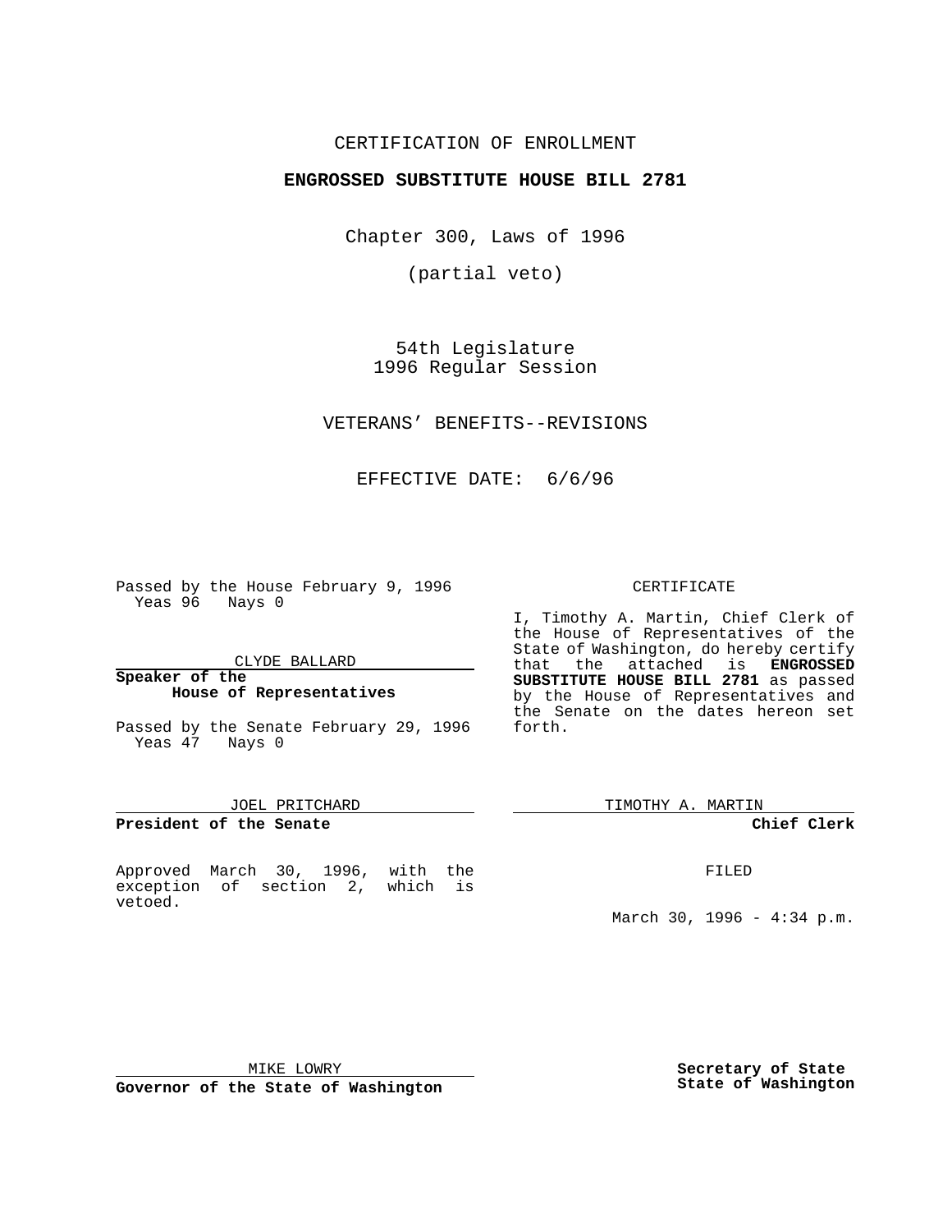CERTIFICATION OF ENROLLMENT

**ENGROSSED SUBSTITUTE HOUSE BILL 2781**

Chapter 300, Laws of 1996

(partial veto)

54th Legislature
1996 Regular Session

VETERANS' BENEFITS--REVISIONS

EFFECTIVE DATE: 6/6/96

Passed by the House February 9, 1996
Yeas 96 Nays 0

CLYDE BALLARD

**Speaker of the House of Representatives**

Passed by the Senate February 29, 1996
Yeas 47 Nays 0

JOEL PRITCHARD

**President of the Senate**

Approved March 30, 1996, with the exception of section 2, which is vetoed.

MIKE LOWRY

**Governor of the State of Washington**

CERTIFICATE

I, Timothy A. Martin, Chief Clerk of the House of Representatives of the State of Washington, do hereby certify that the attached is **ENGROSSED SUBSTITUTE HOUSE BILL 2781** as passed by the House of Representatives and the Senate on the dates hereon set forth.

TIMOTHY A. MARTIN

**Chief Clerk**

FILED

March 30, 1996 - 4:34 p.m.

**Secretary of State**
**State of Washington**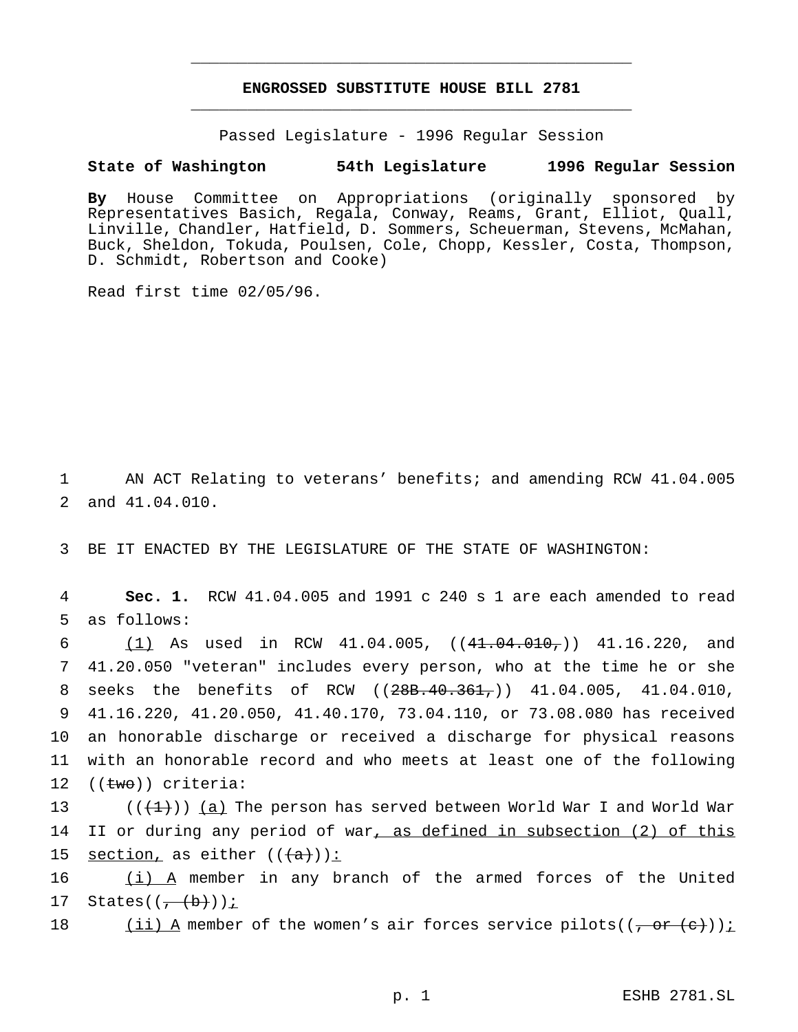# ENGROSSED SUBSTITUTE HOUSE BILL 2781

Passed Legislature - 1996 Regular Session

**State of Washington 54th Legislature 1996 Regular Session**

**By** House Committee on Appropriations (originally sponsored by Representatives Basich, Regala, Conway, Reams, Grant, Elliot, Quall, Linville, Chandler, Hatfield, D. Sommers, Scheuerman, Stevens, McMahan, Buck, Sheldon, Tokuda, Poulsen, Cole, Chopp, Kessler, Costa, Thompson, D. Schmidt, Robertson and Cooke)

Read first time 02/05/96.

1 AN ACT Relating to veterans' benefits; and amending RCW 41.04.005
2 and 41.04.010.

3 BE IT ENACTED BY THE LEGISLATURE OF THE STATE OF WASHINGTON:

4 **Sec. 1.** RCW 41.04.005 and 1991 c 240 s 1 are each amended to read
5 as follows:

6 (1) As used in RCW 41.04.005, ((41.04.010,)) 41.16.220, and
7 41.20.050 "veteran" includes every person, who at the time he or she
8 seeks the benefits of RCW ((28B.40.361,)) 41.04.005, 41.04.010,
9 41.16.220, 41.20.050, 41.40.170, 73.04.110, or 73.08.080 has received
10 an honorable discharge or received a discharge for physical reasons
11 with an honorable record and who meets at least one of the following
12 ((two)) criteria:

13 (((1))) (a) The person has served between World War I and World War
14 II or during any period of war, as defined in subsection (2) of this
15 section, as either (((a))):

16 (i) A member in any branch of the armed forces of the United
17 States((, (b)));

18 (ii) A member of the women's air forces service pilots((, or (c)));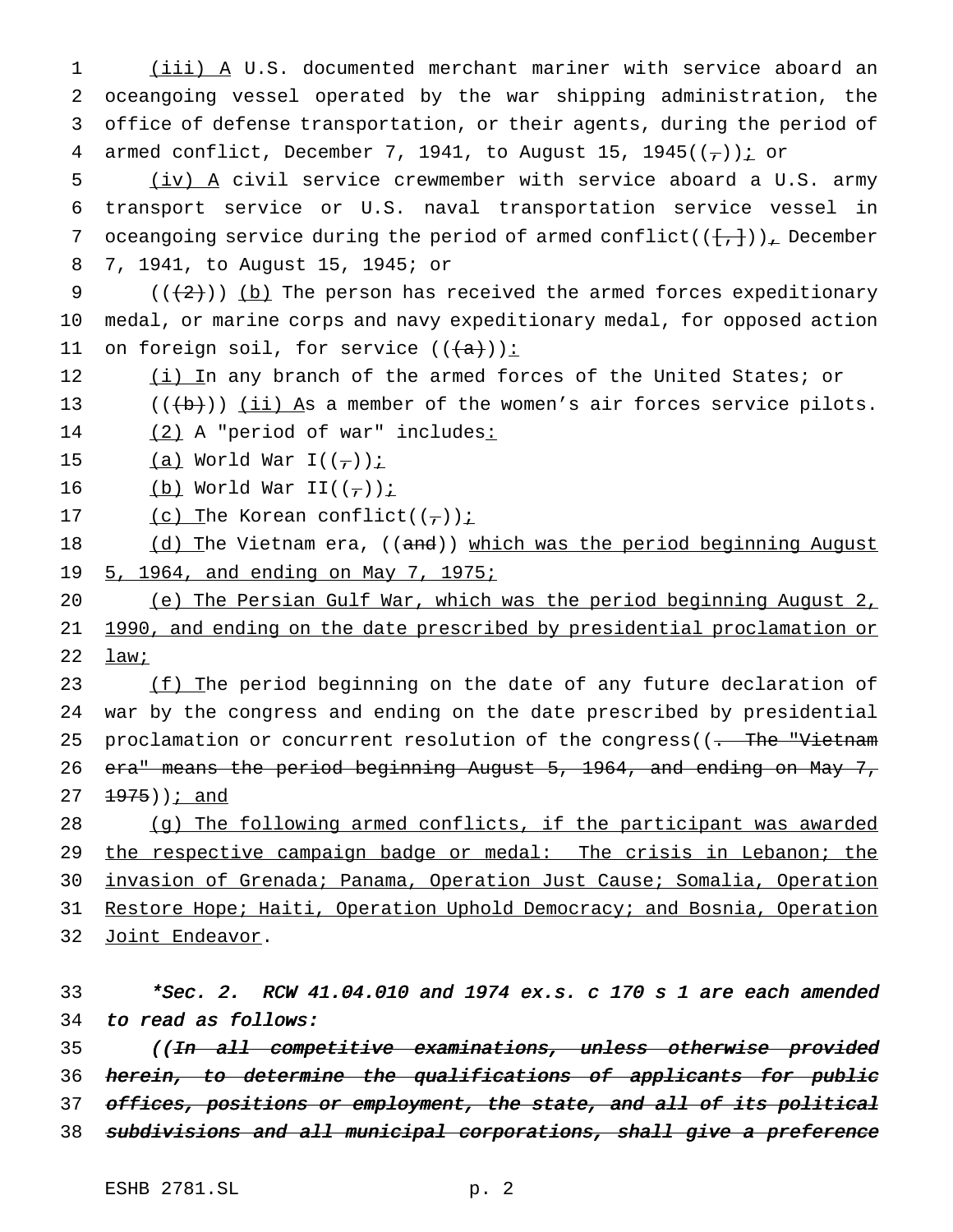(iii) A U.S. documented merchant mariner with service aboard an oceangoing vessel operated by the war shipping administration, the office of defense transportation, or their agents, during the period of armed conflict, December 7, 1941, to August 15, 1945((,)); or

(iv) A civil service crewmember with service aboard a U.S. army transport service or U.S. naval transportation service vessel in oceangoing service during the period of armed conflict(([,])), December 7, 1941, to August 15, 1945; or

(((2))) (b) The person has received the armed forces expeditionary medal, or marine corps and navy expeditionary medal, for opposed action on foreign soil, for service (((a))):

(i) In any branch of the armed forces of the United States; or

(((b))) (ii) As a member of the women's air forces service pilots.

(2) A "period of war" includes:

(a) World War I((,));

(b) World War II((,));

(c) The Korean conflict((,));

(d) The Vietnam era, ((and)) which was the period beginning August 5, 1964, and ending on May 7, 1975;

(e) The Persian Gulf War, which was the period beginning August 2, 1990, and ending on the date prescribed by presidential proclamation or law;

(f) The period beginning on the date of any future declaration of war by the congress and ending on the date prescribed by presidential proclamation or concurrent resolution of the congress((. The "Vietnam era" means the period beginning August 5, 1964, and ending on May 7, 1975)); and

(g) The following armed conflicts, if the participant was awarded the respective campaign badge or medal: The crisis in Lebanon; the invasion of Grenada; Panama, Operation Just Cause; Somalia, Operation Restore Hope; Haiti, Operation Uphold Democracy; and Bosnia, Operation Joint Endeavor.

***Sec. 2. RCW 41.04.010 and 1974 ex.s. c 170 s 1 are each amended to read as follows:***

***((In all competitive examinations, unless otherwise provided herein, to determine the qualifications of applicants for public offices, positions or employment, the state, and all of its political subdivisions and all municipal corporations, shall give a preference***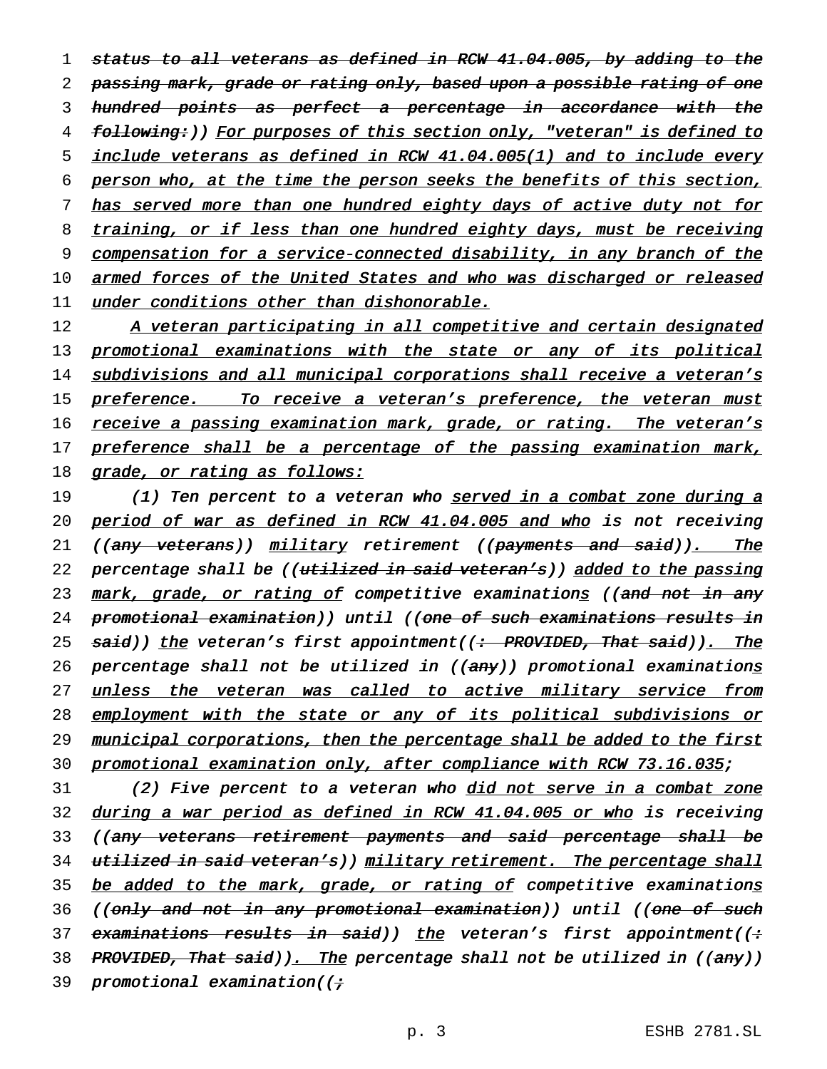status to all veterans as defined in RCW 41.04.005, by adding to the passing mark, grade or rating only, based upon a possible rating of one hundred points as perfect a percentage in accordance with the following:)) For purposes of this section only, "veteran" is defined to include veterans as defined in RCW 41.04.005(1) and to include every person who, at the time the person seeks the benefits of this section, has served more than one hundred eighty days of active duty not for training, or if less than one hundred eighty days, must be receiving compensation for a service-connected disability, in any branch of the armed forces of the United States and who was discharged or released under conditions other than dishonorable.

A veteran participating in all competitive and certain designated promotional examinations with the state or any of its political subdivisions and all municipal corporations shall receive a veteran's preference. To receive a veteran's preference, the veteran must receive a passing examination mark, grade, or rating. The veteran's preference shall be a percentage of the passing examination mark, grade, or rating as follows:

(1) Ten percent to a veteran who served in a combat zone during a period of war as defined in RCW 41.04.005 and who is not receiving ((any veterans)) military retirement ((payments and said)). The percentage shall be ((utilized in said veteran's)) added to the passing mark, grade, or rating of competitive examinations ((and not in any promotional examination)) until ((one of such examinations results in said)) the veteran's first appointment((: PROVIDED, That said)). The percentage shall not be utilized in ((any)) promotional examinations unless the veteran was called to active military service from employment with the state or any of its political subdivisions or municipal corporations, then the percentage shall be added to the first promotional examination only, after compliance with RCW 73.16.035;

(2) Five percent to a veteran who did not serve in a combat zone during a war period as defined in RCW 41.04.005 or who is receiving ((any veterans retirement payments and said percentage shall be utilized in said veteran's)) military retirement. The percentage shall be added to the mark, grade, or rating of competitive examinations ((only and not in any promotional examination)) until ((one of such examinations results in said)) the veteran's first appointment((: PROVIDED, That said)). The percentage shall not be utilized in ((any)) promotional examination((;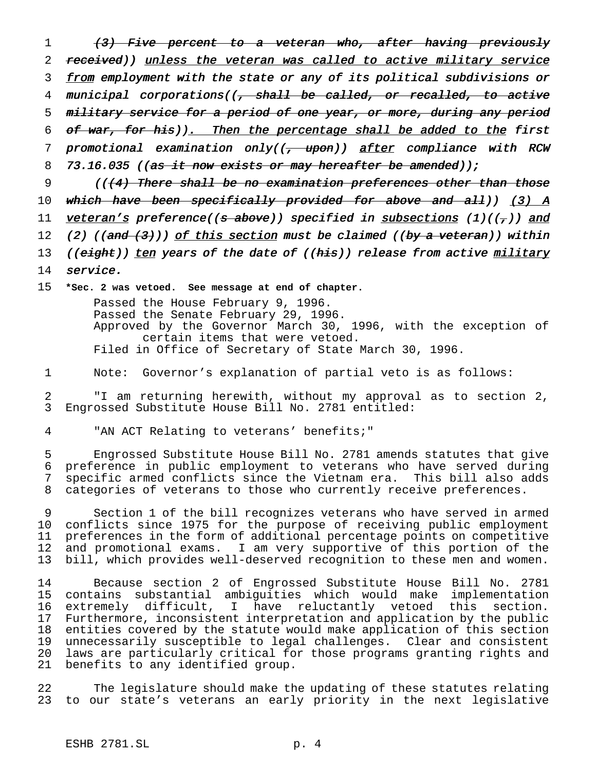*~~(3) Five percent to a veteran who, after having previously received~~)) unless the veteran was called to active military service from employment with the state or any of its political subdivisions or municipal corporations((~~, shall be called, or recalled, to active military service for a period of one year, or more, during any period of war, for his~~)). Then the percentage shall be added to the first promotional examination only((~~, upon~~)) after compliance with RCW 73.16.035 ((~~as it now exists or may hereafter be amended~~));*

*((~~(4) There shall be no examination preferences other than those which have been specifically provided for above and all~~)) (3) A veteran's preference((~~s above~~)) specified in subsections (1)((~~,~~)) and (2) ((~~and (3)~~)) of this section must be claimed ((~~by a veteran~~)) within ((~~eight~~)) ten years of the date of ((~~his~~)) release from active military service.*

**\*Sec. 2 was vetoed. See message at end of chapter.**

Passed the House February 9, 1996.
Passed the Senate February 29, 1996.
Approved by the Governor March 30, 1996, with the exception of certain items that were vetoed.
Filed in Office of Secretary of State March 30, 1996.

Note: Governor's explanation of partial veto is as follows:

"I am returning herewith, without my approval as to section 2, Engrossed Substitute House Bill No. 2781 entitled:

"AN ACT Relating to veterans' benefits;"

Engrossed Substitute House Bill No. 2781 amends statutes that give preference in public employment to veterans who have served during specific armed conflicts since the Vietnam era. This bill also adds categories of veterans to those who currently receive preferences.

Section 1 of the bill recognizes veterans who have served in armed conflicts since 1975 for the purpose of receiving public employment preferences in the form of additional percentage points on competitive and promotional exams. I am very supportive of this portion of the bill, which provides well-deserved recognition to these men and women.

Because section 2 of Engrossed Substitute House Bill No. 2781 contains substantial ambiguities which would make implementation extremely difficult, I have reluctantly vetoed this section. Furthermore, inconsistent interpretation and application by the public entities covered by the statute would make application of this section unnecessarily susceptible to legal challenges. Clear and consistent laws are particularly critical for those programs granting rights and benefits to any identified group.

The legislature should make the updating of these statutes relating to our state's veterans an early priority in the next legislative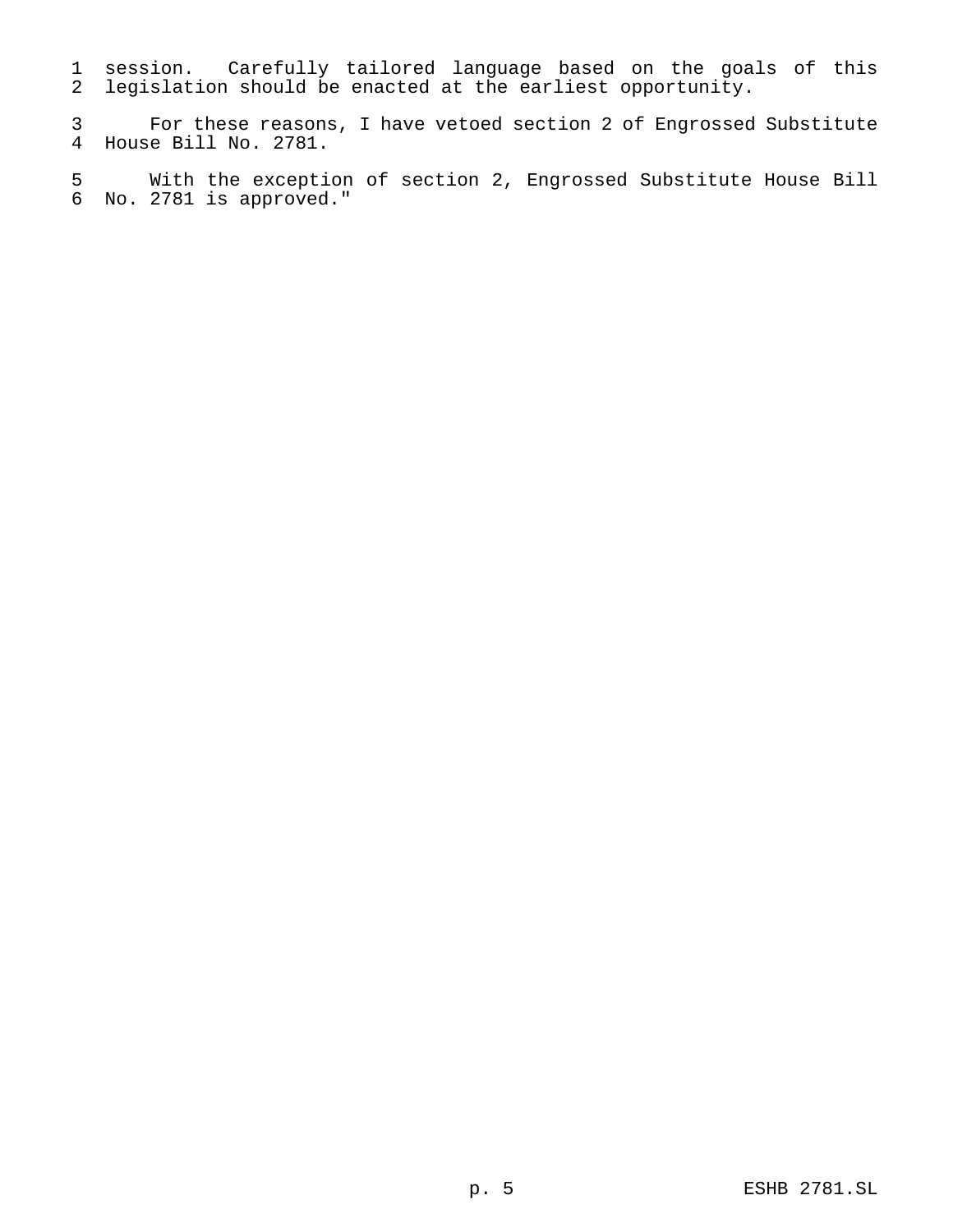session. Carefully tailored language based on the goals of this legislation should be enacted at the earliest opportunity.

For these reasons, I have vetoed section 2 of Engrossed Substitute House Bill No. 2781.

With the exception of section 2, Engrossed Substitute House Bill No. 2781 is approved."